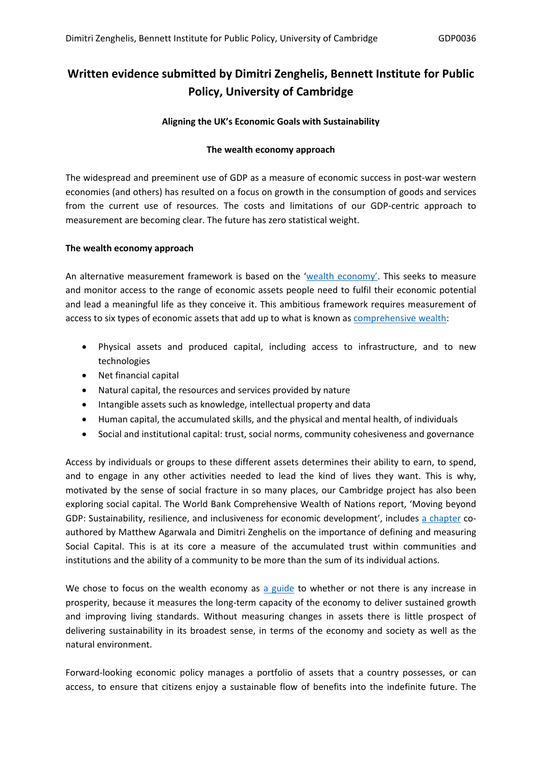# Written evidence submitted by Dimitri Zenghelis, Bennett Institute for Public Policy, University of Cambridge

**Aligning the UK's Economic Goals with Sustainability**

**The wealth economy approach**

The widespread and preeminent use of GDP as a measure of economic success in post-war western economies (and others) has resulted on a focus on growth in the consumption of goods and services from the current use of resources. The costs and limitations of our GDP-centric approach to measurement are becoming clear. The future has zero statistical weight.

**The wealth economy approach**

An alternative measurement framework is based on the 'wealth economy'. This seeks to measure and monitor access to the range of economic assets people need to fulfil their economic potential and lead a meaningful life as they conceive it. This ambitious framework requires measurement of access to six types of economic assets that add up to what is known as comprehensive wealth:

- Physical assets and produced capital, including access to infrastructure, and to new technologies
- Net financial capital
- Natural capital, the resources and services provided by nature
- Intangible assets such as knowledge, intellectual property and data
- Human capital, the accumulated skills, and the physical and mental health, of individuals
- Social and institutional capital: trust, social norms, community cohesiveness and governance

Access by individuals or groups to these different assets determines their ability to earn, to spend, and to engage in any other activities needed to lead the kind of lives they want. This is why, motivated by the sense of social fracture in so many places, our Cambridge project has also been exploring social capital. The World Bank Comprehensive Wealth of Nations report, 'Moving beyond GDP: Sustainability, resilience, and inclusiveness for economic development', includes a chapter co-authored by Matthew Agarwala and Dimitri Zenghelis on the importance of defining and measuring Social Capital. This is at its core a measure of the accumulated trust within communities and institutions and the ability of a community to be more than the sum of its individual actions.

We chose to focus on the wealth economy as a guide to whether or not there is any increase in prosperity, because it measures the long-term capacity of the economy to deliver sustained growth and improving living standards. Without measuring changes in assets there is little prospect of delivering sustainability in its broadest sense, in terms of the economy and society as well as the natural environment.

Forward-looking economic policy manages a portfolio of assets that a country possesses, or can access, to ensure that citizens enjoy a sustainable flow of benefits into the indefinite future. The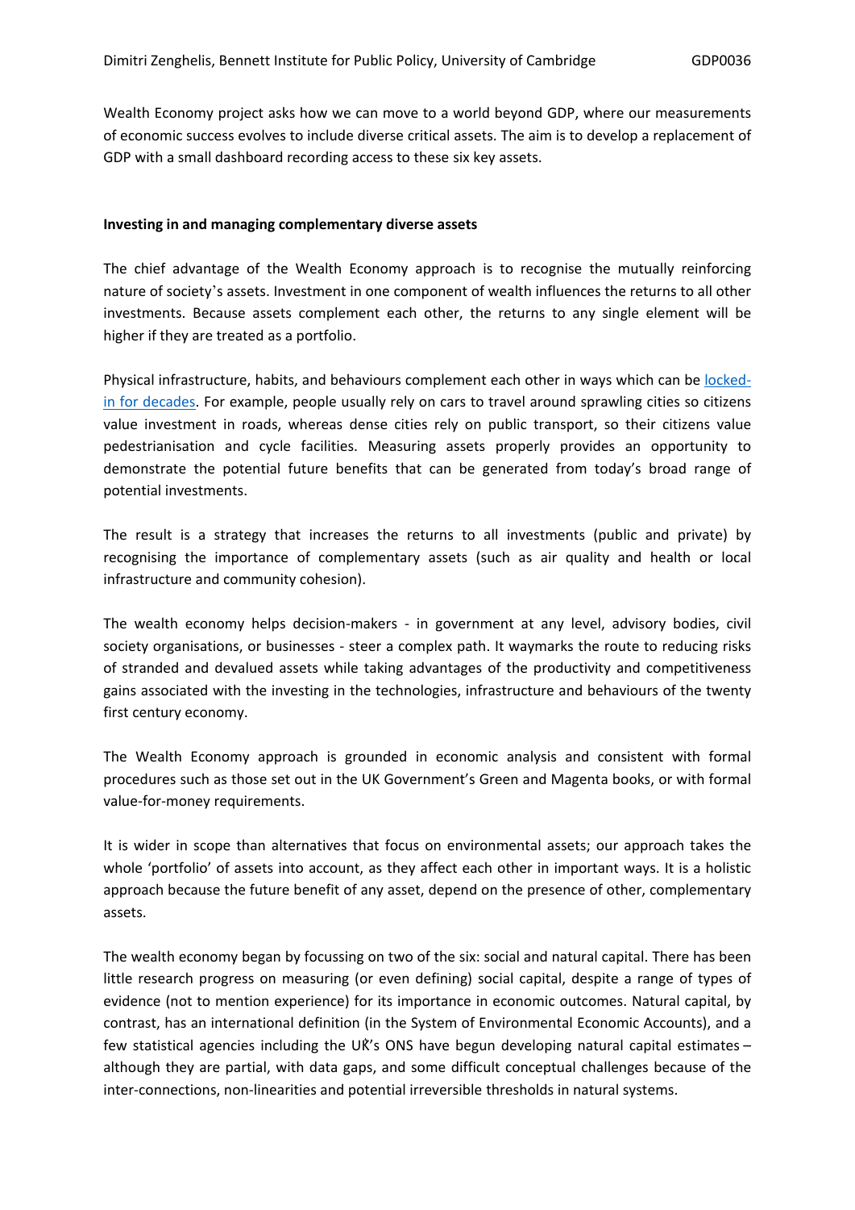Wealth Economy project asks how we can move to a world beyond GDP, where our measurements of economic success evolves to include diverse critical assets. The aim is to develop a replacement of GDP with a small dashboard recording access to these six key assets.

**Investing in and managing complementary diverse assets**

The chief advantage of the Wealth Economy approach is to recognise the mutually reinforcing nature of society's assets. Investment in one component of wealth influences the returns to all other investments. Because assets complement each other, the returns to any single element will be higher if they are treated as a portfolio.

Physical infrastructure, habits, and behaviours complement each other in ways which can be locked-in for decades. For example, people usually rely on cars to travel around sprawling cities so citizens value investment in roads, whereas dense cities rely on public transport, so their citizens value pedestrianisation and cycle facilities. Measuring assets properly provides an opportunity to demonstrate the potential future benefits that can be generated from today's broad range of potential investments.

The result is a strategy that increases the returns to all investments (public and private) by recognising the importance of complementary assets (such as air quality and health or local infrastructure and community cohesion).

The wealth economy helps decision-makers - in government at any level, advisory bodies, civil society organisations, or businesses - steer a complex path. It waymarks the route to reducing risks of stranded and devalued assets while taking advantages of the productivity and competitiveness gains associated with the investing in the technologies, infrastructure and behaviours of the twenty first century economy.

The Wealth Economy approach is grounded in economic analysis and consistent with formal procedures such as those set out in the UK Government's Green and Magenta books, or with formal value-for-money requirements.

It is wider in scope than alternatives that focus on environmental assets; our approach takes the whole 'portfolio' of assets into account, as they affect each other in important ways. It is a holistic approach because the future benefit of any asset, depend on the presence of other, complementary assets.

The wealth economy began by focussing on two of the six: social and natural capital. There has been little research progress on measuring (or even defining) social capital, despite a range of types of evidence (not to mention experience) for its importance in economic outcomes. Natural capital, by contrast, has an international definition (in the System of Environmental Economic Accounts), and a few statistical agencies including the UK's ONS have begun developing natural capital estimates – although they are partial, with data gaps, and some difficult conceptual challenges because of the inter-connections, non-linearities and potential irreversible thresholds in natural systems.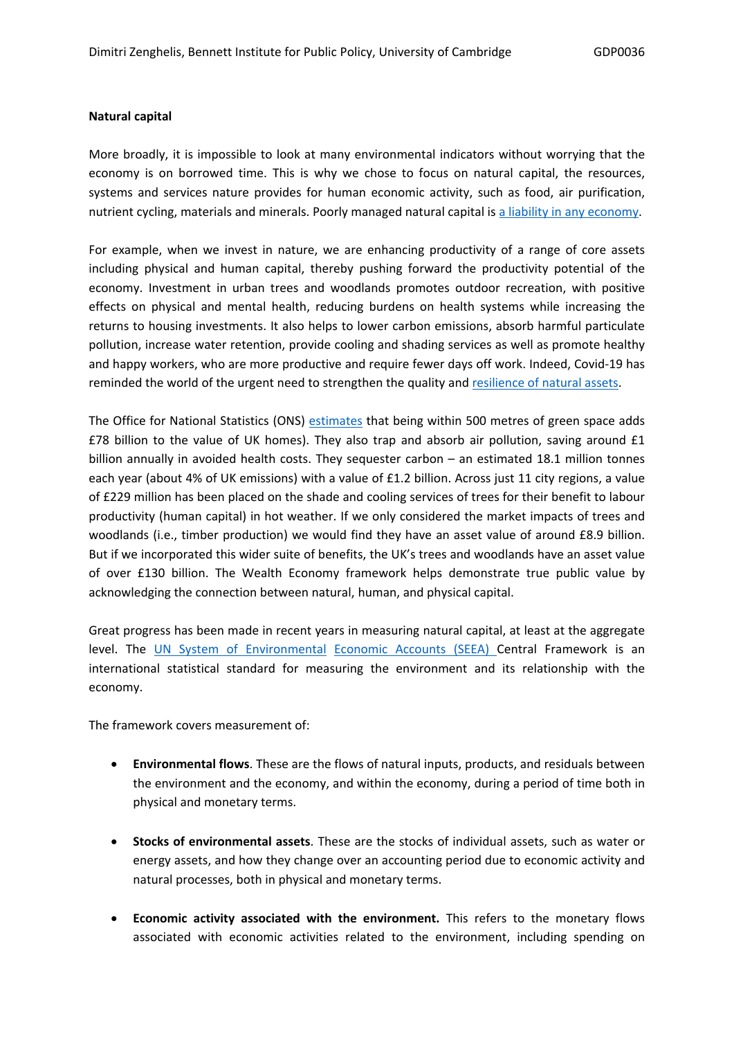**Natural capital**

More broadly, it is impossible to look at many environmental indicators without worrying that the economy is on borrowed time. This is why we chose to focus on natural capital, the resources, systems and services nature provides for human economic activity, such as food, air purification, nutrient cycling, materials and minerals. Poorly managed natural capital is a liability in any economy.

For example, when we invest in nature, we are enhancing productivity of a range of core assets including physical and human capital, thereby pushing forward the productivity potential of the economy. Investment in urban trees and woodlands promotes outdoor recreation, with positive effects on physical and mental health, reducing burdens on health systems while increasing the returns to housing investments. It also helps to lower carbon emissions, absorb harmful particulate pollution, increase water retention, provide cooling and shading services as well as promote healthy and happy workers, who are more productive and require fewer days off work. Indeed, Covid-19 has reminded the world of the urgent need to strengthen the quality and resilience of natural assets.

The Office for National Statistics (ONS) estimates that being within 500 metres of green space adds £78 billion to the value of UK homes). They also trap and absorb air pollution, saving around £1 billion annually in avoided health costs. They sequester carbon – an estimated 18.1 million tonnes each year (about 4% of UK emissions) with a value of £1.2 billion. Across just 11 city regions, a value of £229 million has been placed on the shade and cooling services of trees for their benefit to labour productivity (human capital) in hot weather. If we only considered the market impacts of trees and woodlands (i.e., timber production) we would find they have an asset value of around £8.9 billion. But if we incorporated this wider suite of benefits, the UK's trees and woodlands have an asset value of over £130 billion. The Wealth Economy framework helps demonstrate true public value by acknowledging the connection between natural, human, and physical capital.

Great progress has been made in recent years in measuring natural capital, at least at the aggregate level. The UN System of Environmental Economic Accounts (SEEA) Central Framework is an international statistical standard for measuring the environment and its relationship with the economy.

The framework covers measurement of:

- **Environmental flows**. These are the flows of natural inputs, products, and residuals between the environment and the economy, and within the economy, during a period of time both in physical and monetary terms.

- **Stocks of environmental assets**. These are the stocks of individual assets, such as water or energy assets, and how they change over an accounting period due to economic activity and natural processes, both in physical and monetary terms.

- **Economic activity associated with the environment.** This refers to the monetary flows associated with economic activities related to the environment, including spending on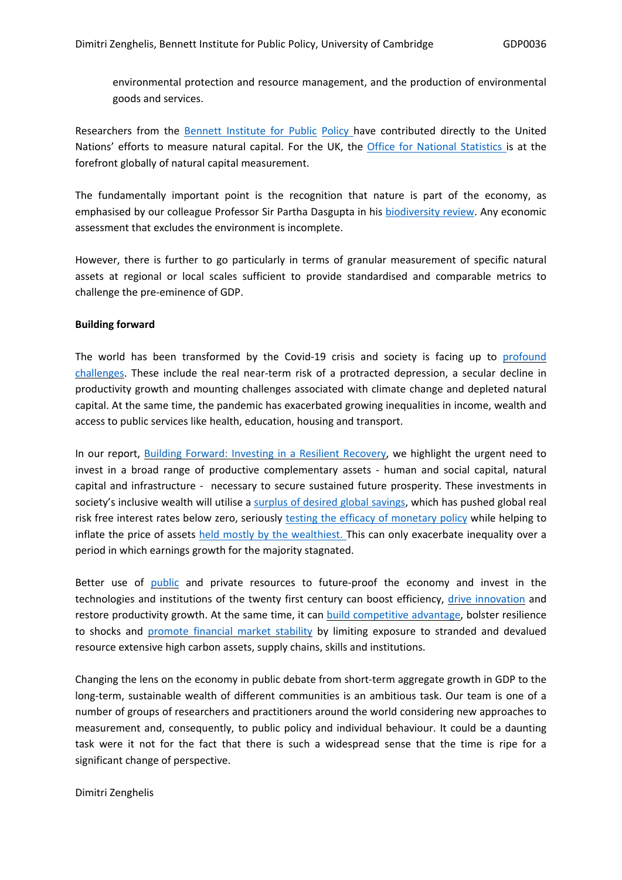environmental protection and resource management, and the production of environmental goods and services.

Researchers from the Bennett Institute for Public Policy have contributed directly to the United Nations' efforts to measure natural capital. For the UK, the Office for National Statistics is at the forefront globally of natural capital measurement.

The fundamentally important point is the recognition that nature is part of the economy, as emphasised by our colleague Professor Sir Partha Dasgupta in his biodiversity review. Any economic assessment that excludes the environment is incomplete.

However, there is further to go particularly in terms of granular measurement of specific natural assets at regional or local scales sufficient to provide standardised and comparable metrics to challenge the pre-eminence of GDP.

**Building forward**

The world has been transformed by the Covid-19 crisis and society is facing up to profound challenges. These include the real near-term risk of a protracted depression, a secular decline in productivity growth and mounting challenges associated with climate change and depleted natural capital. At the same time, the pandemic has exacerbated growing inequalities in income, wealth and access to public services like health, education, housing and transport.

In our report, Building Forward: Investing in a Resilient Recovery, we highlight the urgent need to invest in a broad range of productive complementary assets - human and social capital, natural capital and infrastructure - necessary to secure sustained future prosperity. These investments in society's inclusive wealth will utilise a surplus of desired global savings, which has pushed global real risk free interest rates below zero, seriously testing the efficacy of monetary policy while helping to inflate the price of assets held mostly by the wealthiest. This can only exacerbate inequality over a period in which earnings growth for the majority stagnated.

Better use of public and private resources to future-proof the economy and invest in the technologies and institutions of the twenty first century can boost efficiency, drive innovation and restore productivity growth. At the same time, it can build competitive advantage, bolster resilience to shocks and promote financial market stability by limiting exposure to stranded and devalued resource extensive high carbon assets, supply chains, skills and institutions.

Changing the lens on the economy in public debate from short-term aggregate growth in GDP to the long-term, sustainable wealth of different communities is an ambitious task. Our team is one of a number of groups of researchers and practitioners around the world considering new approaches to measurement and, consequently, to public policy and individual behaviour. It could be a daunting task were it not for the fact that there is such a widespread sense that the time is ripe for a significant change of perspective.

Dimitri Zenghelis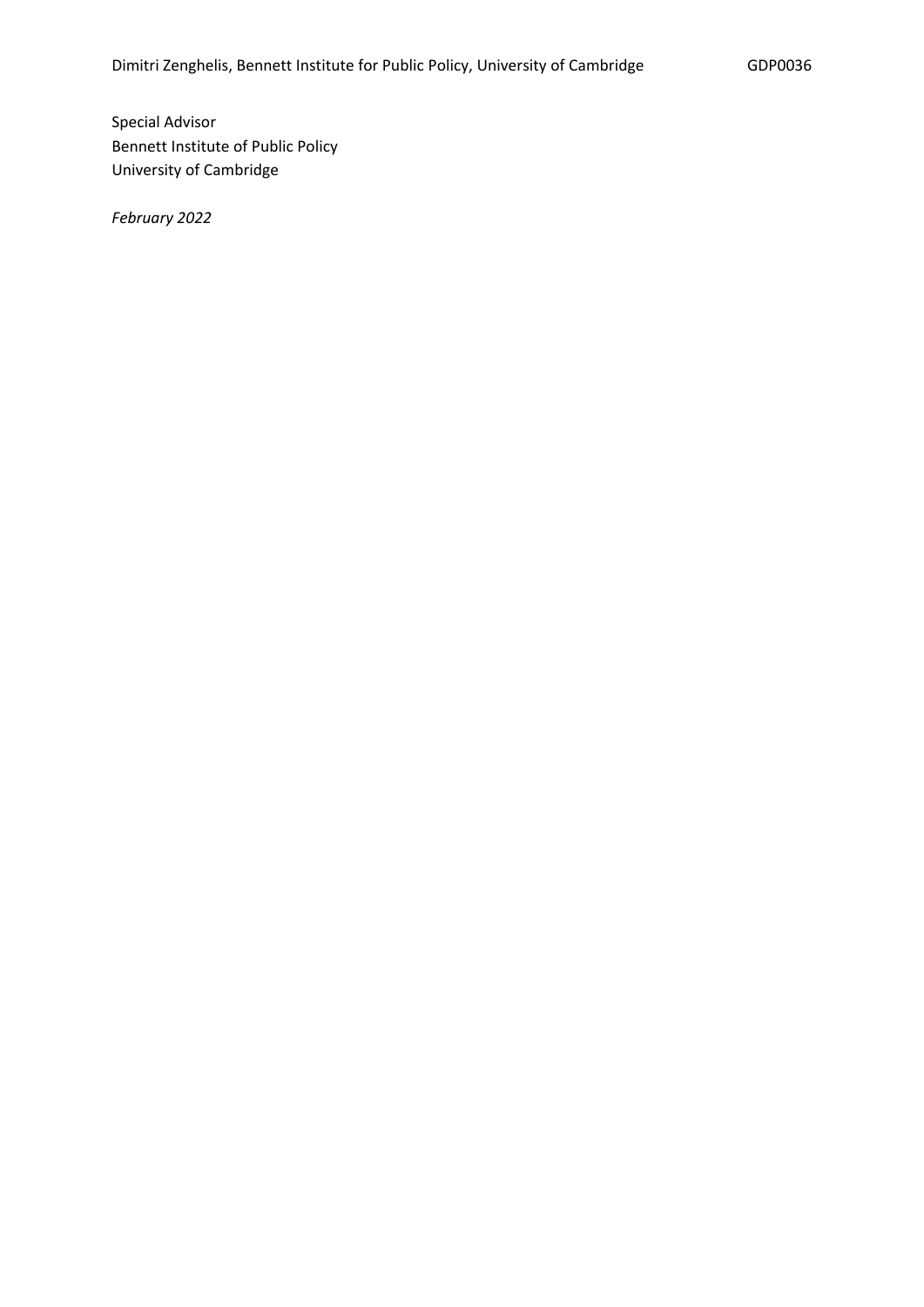Special Advisor
Bennett Institute of Public Policy
University of Cambridge

*February 2022*